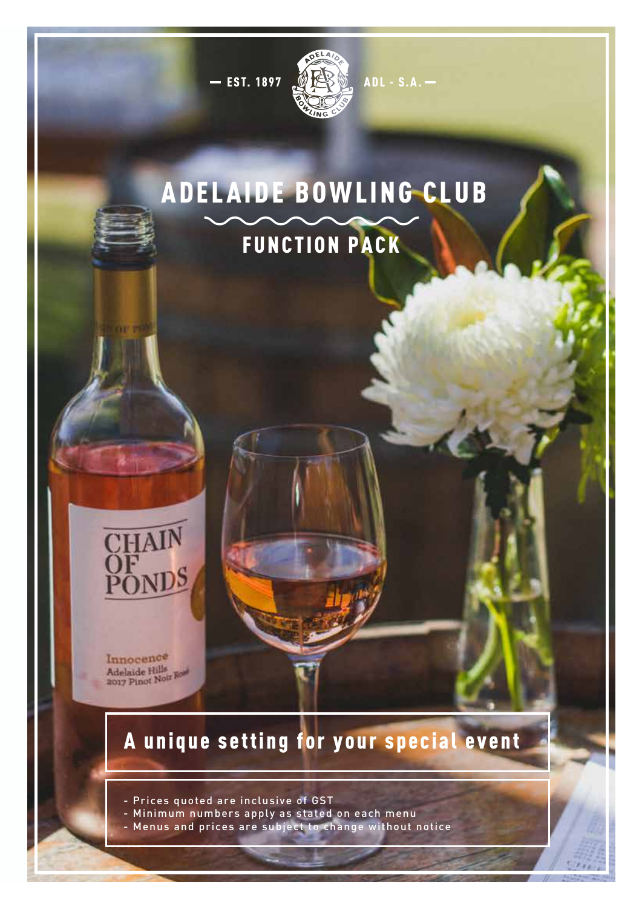— EST. 1897 ADL - S.A. —

# ADELAIDE BOWLING CLUB

## FUNCTION PACK

### A unique setting for your special event

- Prices quoted are inclusive of GST
- Minimum numbers apply as stated on each menu
- Menus and prices are subject to change without notice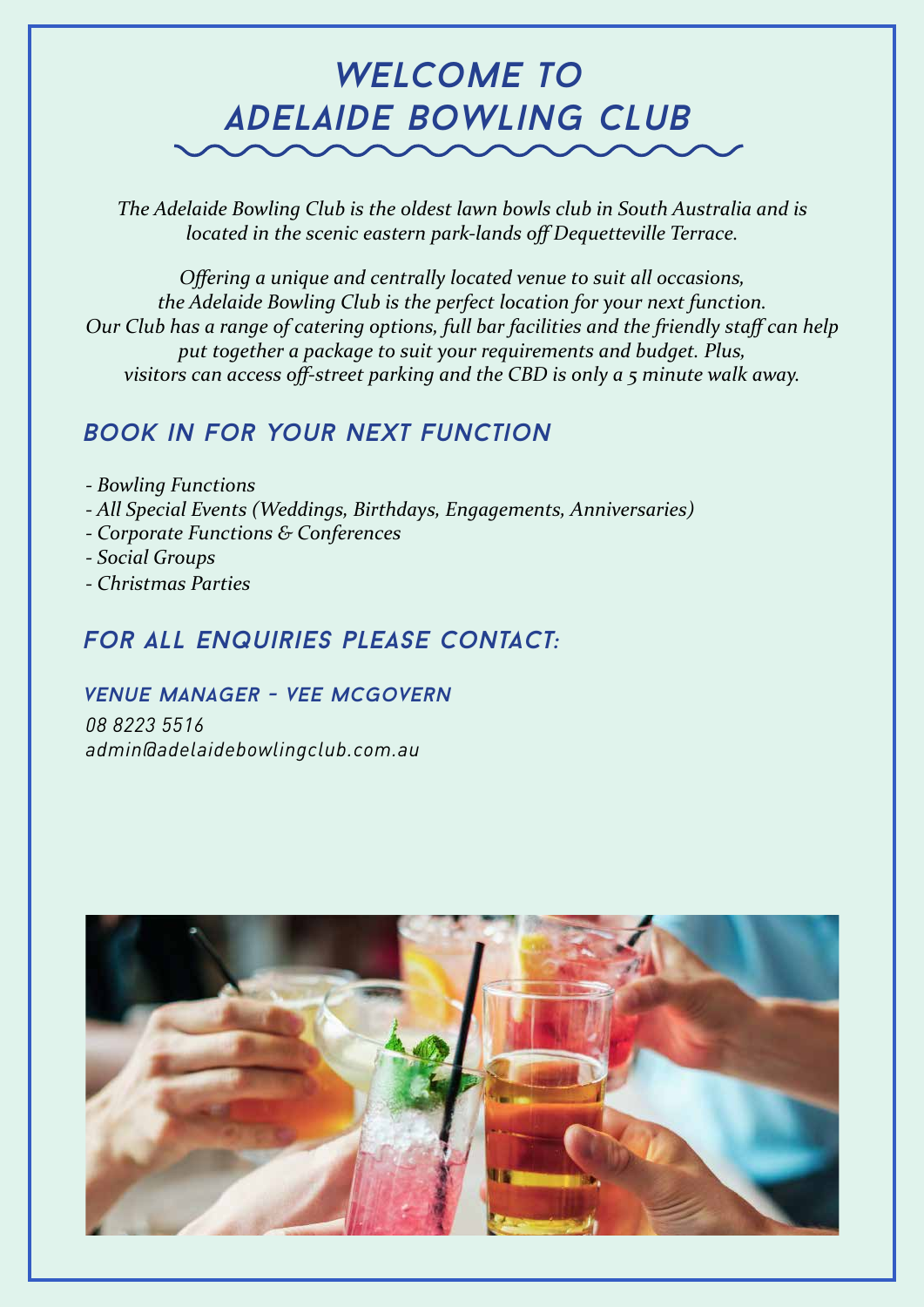# WELCOME TO ADELAIDE BOWLING CLUB

*The Adelaide Bowling Club is the oldest lawn bowls club in South Australia and is located in the scenic eastern park-lands off Dequetteville Terrace.*

*Offering a unique and centrally located venue to suit all occasions, the Adelaide Bowling Club is the perfect location for your next function. Our Club has a range of catering options, full bar facilities and the friendly staff can help put together a package to suit your requirements and budget. Plus, visitors can access off-street parking and the CBD is only a 5 minute walk away.*

## BOOK IN FOR YOUR NEXT FUNCTION

- *Bowling Functions*
- *All Special Events (Weddings, Birthdays, Engagements, Anniversaries)*
- *Corporate Functions & Conferences*
- *Social Groups*
- *Christmas Parties*

## FOR ALL ENQUIRIES PLEASE CONTACT:

### VENUE MANAGER - VEE MCGOVERN

*08 8223 5516*
*admin@adelaidebowlingclub.com.au*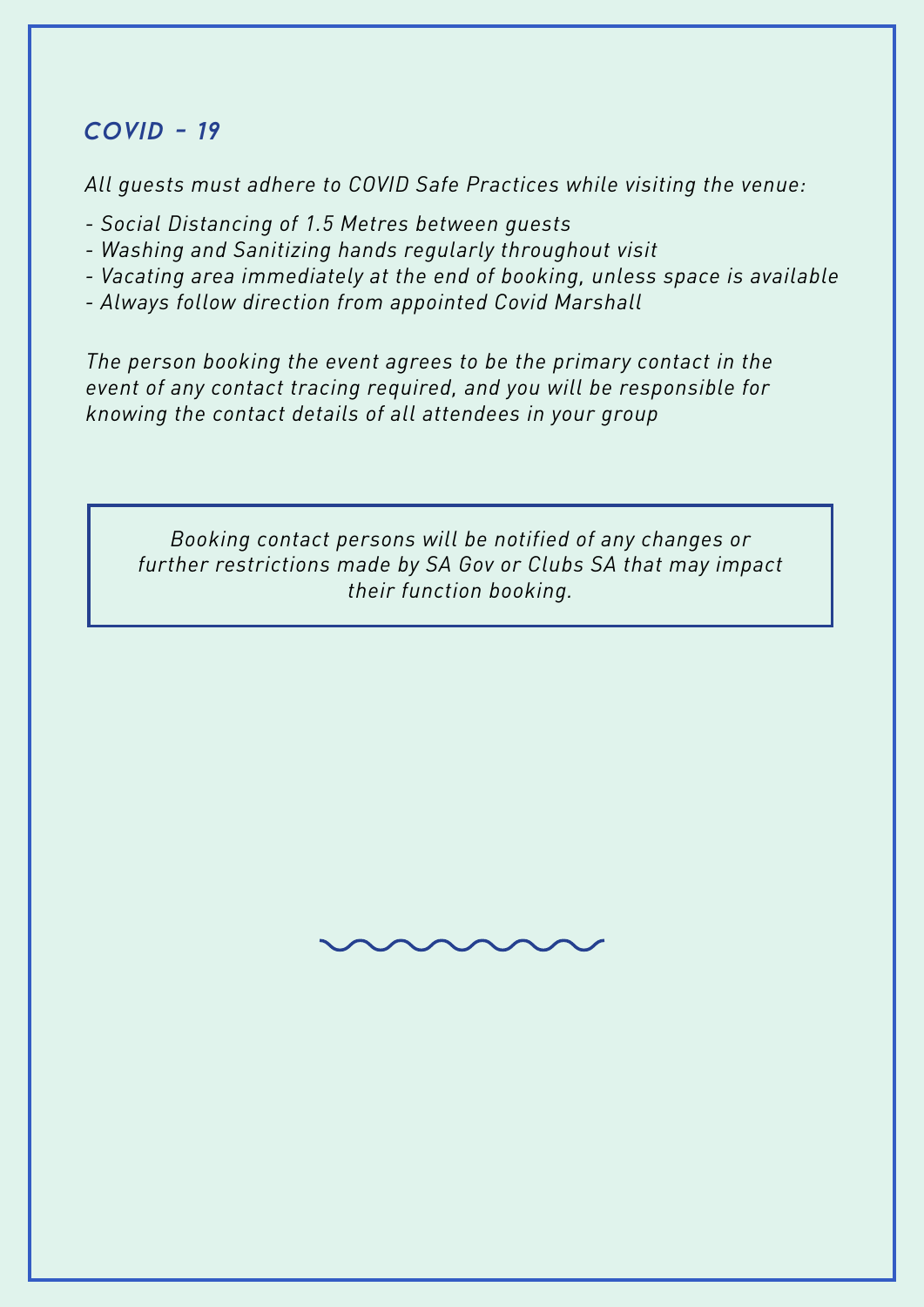## *COVID - 19*

*All guests must adhere to COVID Safe Practices while visiting the venue:*

- *Social Distancing of 1.5 Metres between guests*
- *Washing and Sanitizing hands regularly throughout visit*
- *Vacating area immediately at the end of booking, unless space is available*
- *Always follow direction from appointed Covid Marshall*

*The person booking the event agrees to be the primary contact in the event of any contact tracing required, and you will be responsible for knowing the contact details of all attendees in your group*

*Booking contact persons will be notified of any changes or further restrictions made by SA Gov or Clubs SA that may impact their function booking.*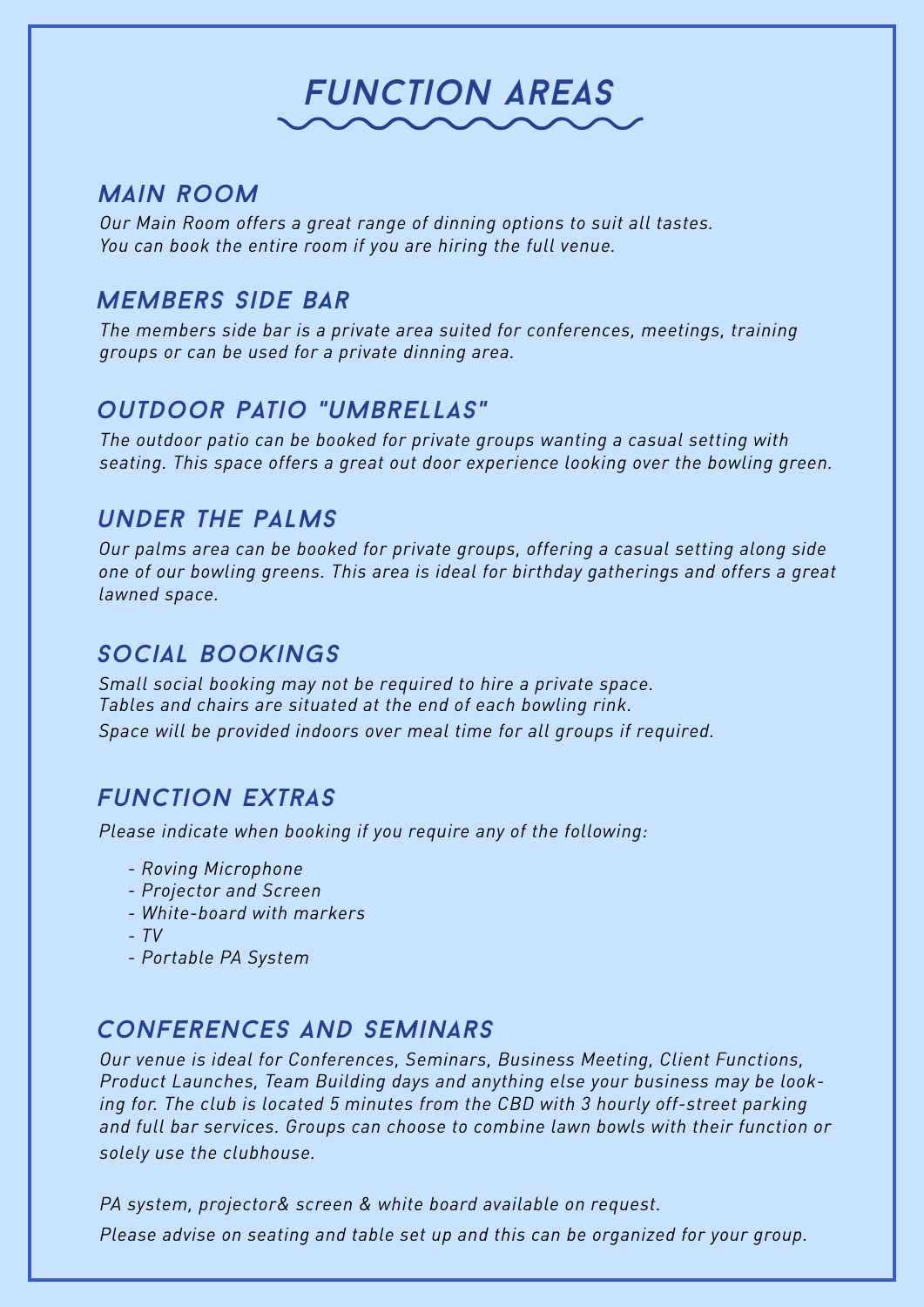# FUNCTION AREAS

## MAIN ROOM

*Our Main Room offers a great range of dinning options to suit all tastes. You can book the entire room if you are hiring the full venue.*

## MEMBERS SIDE BAR

*The members side bar is a private area suited for conferences, meetings, training groups or can be used for a private dinning area.*

## OUTDOOR PATIO "UMBRELLAS"

*The outdoor patio can be booked for private groups wanting a casual setting with seating. This space offers a great out door experience looking over the bowling green.*

## UNDER THE PALMS

*Our palms area can be booked for private groups, offering a casual setting along side one of our bowling greens. This area is ideal for birthday gatherings and offers a great lawned space.*

## SOCIAL BOOKINGS

*Small social booking may not be required to hire a private space. Tables and chairs are situated at the end of each bowling rink.*

*Space will be provided indoors over meal time for all groups if required.*

## FUNCTION EXTRAS

*Please indicate when booking if you require any of the following:*

- *Roving Microphone*
- *Projector and Screen*
- *White-board with markers*
- *TV*
- *Portable PA System*

## CONFERENCES AND SEMINARS

*Our venue is ideal for Conferences, Seminars, Business Meeting, Client Functions, Product Launches, Team Building days and anything else your business may be looking for. The club is located 5 minutes from the CBD with 3 hourly off-street parking and full bar services. Groups can choose to combine lawn bowls with their function or solely use the clubhouse.*

*PA system, projector& screen & white board available on request.*

*Please advise on seating and table set up and this can be organized for your group.*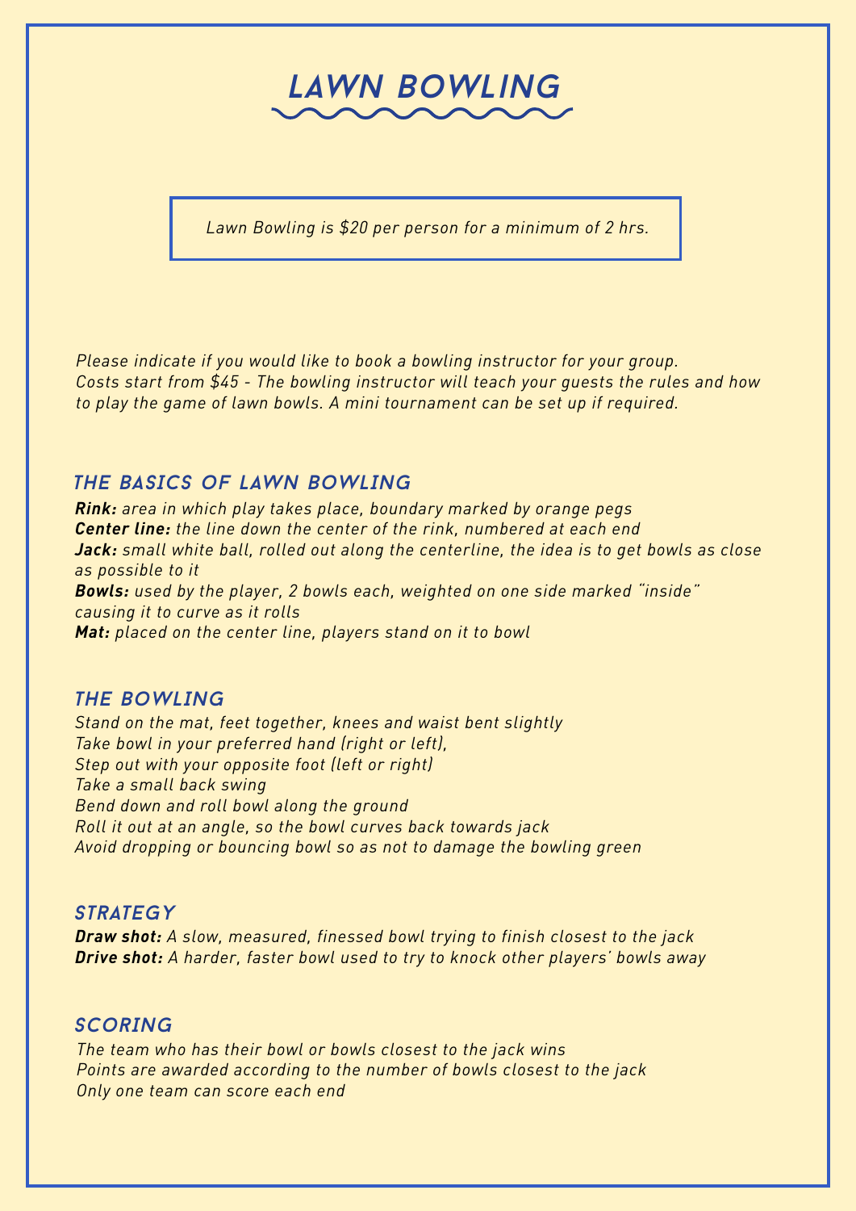# *LAWN BOWLING*

*Lawn Bowling is $20 per person for a minimum of 2 hrs.*

*Please indicate if you would like to book a bowling instructor for your group.*
*Costs start from $45 - The bowling instructor will teach your guests the rules and how to play the game of lawn bowls. A mini tournament can be set up if required.*

## *THE BASICS OF LAWN BOWLING*

***Rink:** area in which play takes place, boundary marked by orange pegs*
***Center line:** the line down the center of the rink, numbered at each end*
***Jack:** small white ball, rolled out along the centerline, the idea is to get bowls as close as possible to it*
***Bowls:** used by the player, 2 bowls each, weighted on one side marked "inside" causing it to curve as it rolls*
***Mat:** placed on the center line, players stand on it to bowl*

## *THE BOWLING*

*Stand on the mat, feet together, knees and waist bent slightly*
*Take bowl in your preferred hand (right or left),*
*Step out with your opposite foot (left or right)*
*Take a small back swing*
*Bend down and roll bowl along the ground*
*Roll it out at an angle, so the bowl curves back towards jack*
*Avoid dropping or bouncing bowl so as not to damage the bowling green*

## *STRATEGY*

***Draw shot:** A slow, measured, finessed bowl trying to finish closest to the jack*
***Drive shot:** A harder, faster bowl used to try to knock other players' bowls away*

## *SCORING*

*The team who has their bowl or bowls closest to the jack wins*
*Points are awarded according to the number of bowls closest to the jack*
*Only one team can score each end*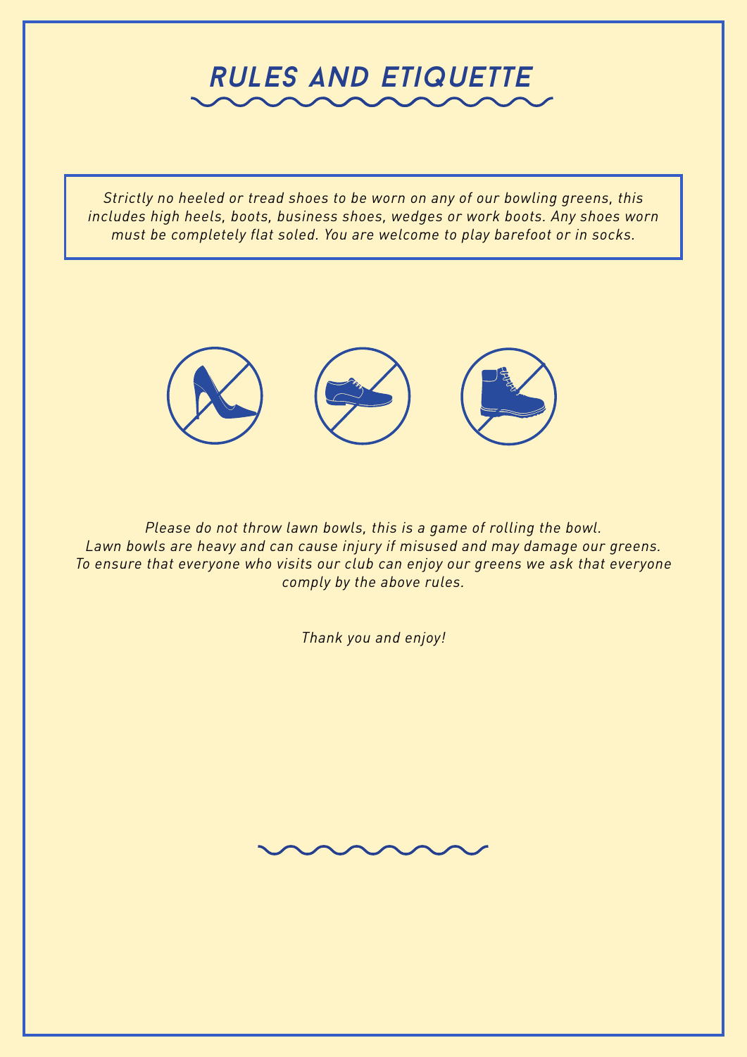# RULES AND ETIQUETTE

*Strictly no heeled or tread shoes to be worn on any of our bowling greens, this includes high heels, boots, business shoes, wedges or work boots. Any shoes worn must be completely flat soled. You are welcome to play barefoot or in socks.*

*Please do not throw lawn bowls, this is a game of rolling the bowl.*
*Lawn bowls are heavy and can cause injury if misused and may damage our greens.*
*To ensure that everyone who visits our club can enjoy our greens we ask that everyone comply by the above rules.*

*Thank you and enjoy!*